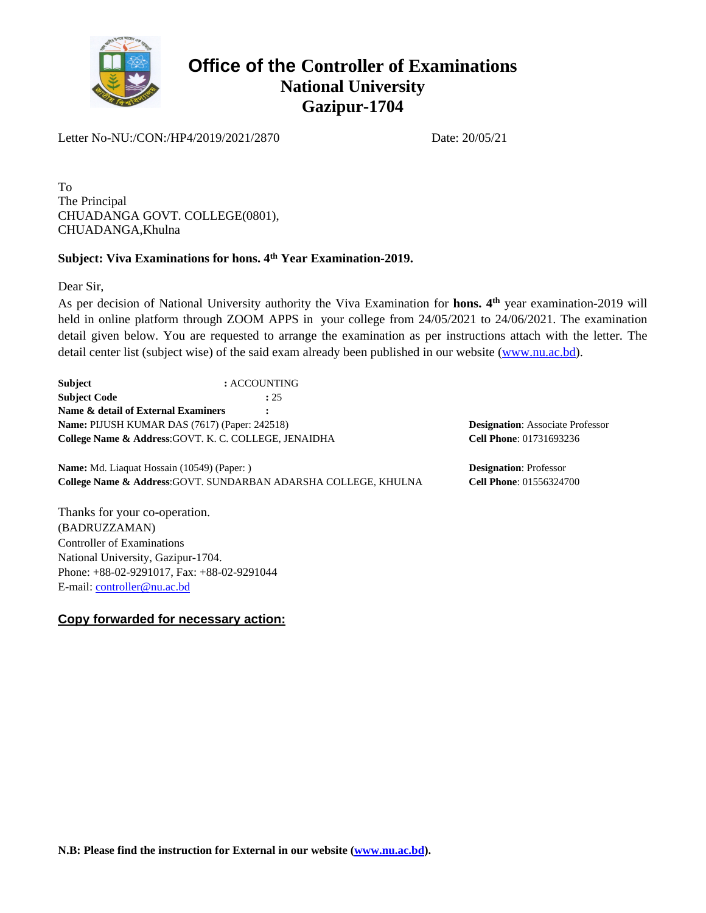# Office of the Controller of Examinations
## National University
## Gazipur-1704

Letter No-NU:/CON:/HP4/2019/2021/2870 Date: 20/05/21

To
The Principal
CHUADANGA GOVT. COLLEGE(0801),
CHUADANGA,Khulna

**Subject: Viva Examinations for hons. 4th Year Examination-2019.**

Dear Sir,

As per decision of National University authority the Viva Examination for **hons. 4th** year examination-2019 will held in online platform through ZOOM APPS in your college from 24/05/2021 to 24/06/2021. The examination detail given below. You are requested to arrange the examination as per instructions attach with the letter. The detail center list (subject wise) of the said exam already been published in our website (www.nu.ac.bd).

**Subject** : ACCOUNTING
**Subject Code** : 25
**Name & detail of External Examiners** :

**Name:** PIJUSH KUMAR DAS (7617) (Paper: 242518)
**College Name & Address**:GOVT. K. C. COLLEGE, JENAIDHA
**Designation**: Associate Professor
**Cell Phone**: 01731693236

**Name:** Md. Liaquat Hossain (10549) (Paper: )
**College Name & Address**:GOVT. SUNDARBAN ADARSHA COLLEGE, KHULNA
**Designation**: Professor
**Cell Phone**: 01556324700

Thanks for your co-operation.
(BADRUZZAMAN)
Controller of Examinations
National University, Gazipur-1704.
Phone: +88-02-9291017, Fax: +88-02-9291044
E-mail: controller@nu.ac.bd

**Copy forwarded for necessary action:**

**N.B: Please find the instruction for External in our website (www.nu.ac.bd).**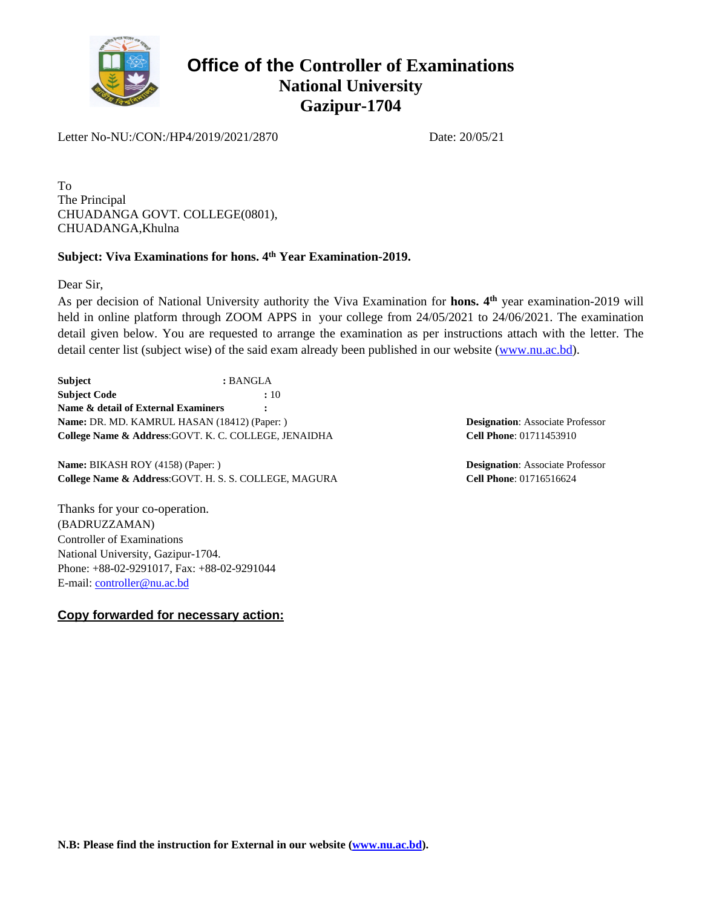# Office of the Controller of Examinations
## National University
## Gazipur-1704

Letter No-NU:/CON:/HP4/2019/2021/2870 Date: 20/05/21

To
The Principal
CHUADANGA GOVT. COLLEGE(0801),
CHUADANGA,Khulna

**Subject: Viva Examinations for hons. 4th Year Examination-2019.**

Dear Sir,
As per decision of National University authority the Viva Examination for **hons. 4th** year examination-2019 will held in online platform through ZOOM APPS in your college from 24/05/2021 to 24/06/2021. The examination detail given below. You are requested to arrange the examination as per instructions attach with the letter. The detail center list (subject wise) of the said exam already been published in our website (www.nu.ac.bd).

**Subject** : BANGLA
**Subject Code** : 10
**Name & detail of External Examiners** :

**Name:** DR. MD. KAMRUL HASAN (18412) (Paper: )
**College Name & Address**:GOVT. K. C. COLLEGE, JENAIDHA
**Designation**: Associate Professor
**Cell Phone**: 01711453910

**Name:** BIKASH ROY (4158) (Paper: )
**College Name & Address**:GOVT. H. S. S. COLLEGE, MAGURA
**Designation**: Associate Professor
**Cell Phone**: 01716516624

Thanks for your co-operation.
(BADRUZZAMAN)
Controller of Examinations
National University, Gazipur-1704.
Phone: +88-02-9291017, Fax: +88-02-9291044
E-mail: controller@nu.ac.bd

**Copy forwarded for necessary action:**

**N.B: Please find the instruction for External in our website (www.nu.ac.bd).**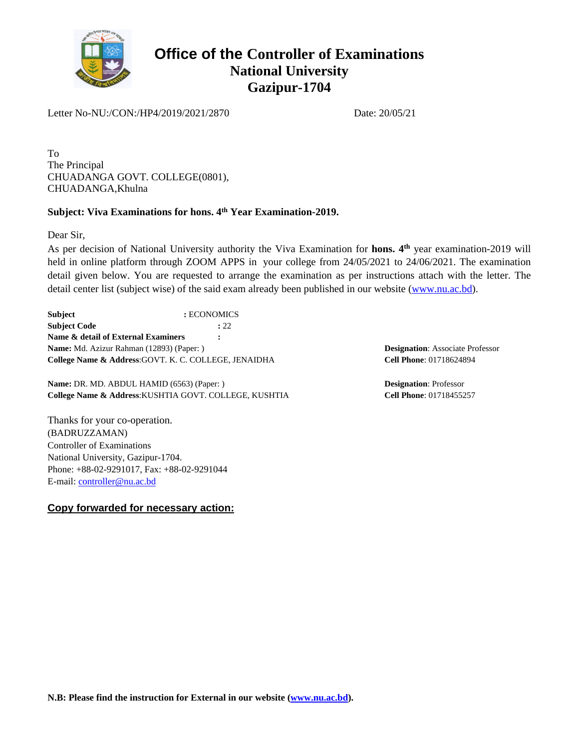# Office of the Controller of Examinations
## National University
## Gazipur-1704

Letter No-NU:/CON:/HP4/2019/2021/2870 Date: 20/05/21

To
The Principal
CHUADANGA GOVT. COLLEGE(0801),
CHUADANGA,Khulna

**Subject: Viva Examinations for hons. 4th Year Examination-2019.**

Dear Sir,
As per decision of National University authority the Viva Examination for **hons. 4th** year examination-2019 will held in online platform through ZOOM APPS in your college from 24/05/2021 to 24/06/2021. The examination detail given below. You are requested to arrange the examination as per instructions attach with the letter. The detail center list (subject wise) of the said exam already been published in our website (www.nu.ac.bd).

**Subject** : ECONOMICS
**Subject Code** : 22
**Name & detail of External Examiners** :

**Name:** Md. Azizur Rahman (12893) (Paper: )
**College Name & Address**:GOVT. K. C. COLLEGE, JENAIDHA
**Designation**: Associate Professor
**Cell Phone**: 01718624894

**Name:** DR. MD. ABDUL HAMID (6563) (Paper: )
**College Name & Address**:KUSHTIA GOVT. COLLEGE, KUSHTIA
**Designation**: Professor
**Cell Phone**: 01718455257

Thanks for your co-operation.
(BADRUZZAMAN)
Controller of Examinations
National University, Gazipur-1704.
Phone: +88-02-9291017, Fax: +88-02-9291044
E-mail: controller@nu.ac.bd

**Copy forwarded for necessary action:**

**N.B: Please find the instruction for External in our website (www.nu.ac.bd).**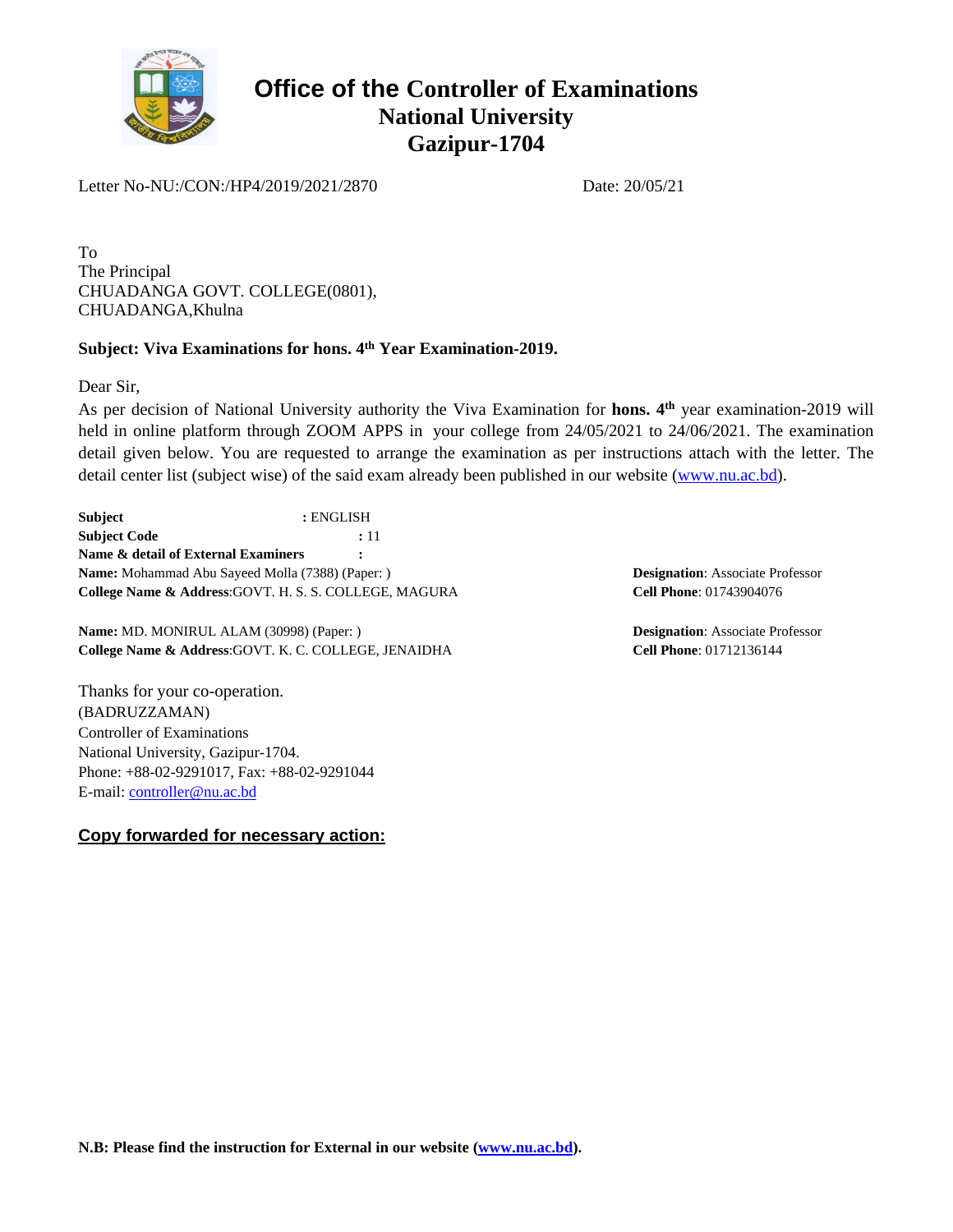# Office of the Controller of Examinations
## National University
## Gazipur-1704

Letter No-NU:/CON:/HP4/2019/2021/2870 Date: 20/05/21

To
The Principal
CHUADANGA GOVT. COLLEGE(0801),
CHUADANGA,Khulna

**Subject: Viva Examinations for hons. 4th Year Examination-2019.**

Dear Sir,
As per decision of National University authority the Viva Examination for **hons. 4th** year examination-2019 will held in online platform through ZOOM APPS in your college from 24/05/2021 to 24/06/2021. The examination detail given below. You are requested to arrange the examination as per instructions attach with the letter. The detail center list (subject wise) of the said exam already been published in our website (www.nu.ac.bd).

**Subject** : ENGLISH
**Subject Code** : 11
**Name & detail of External Examiners** :

**Name:** Mohammad Abu Sayeed Molla (7388) (Paper: )
**College Name & Address**:GOVT. H. S. S. COLLEGE, MAGURA
**Designation**: Associate Professor
**Cell Phone**: 01743904076

**Name:** MD. MONIRUL ALAM (30998) (Paper: )
**College Name & Address**:GOVT. K. C. COLLEGE, JENAIDHA
**Designation**: Associate Professor
**Cell Phone**: 01712136144

Thanks for your co-operation.
(BADRUZZAMAN)
Controller of Examinations
National University, Gazipur-1704.
Phone: +88-02-9291017, Fax: +88-02-9291044
E-mail: controller@nu.ac.bd

**Copy forwarded for necessary action:**

**N.B: Please find the instruction for External in our website (www.nu.ac.bd).**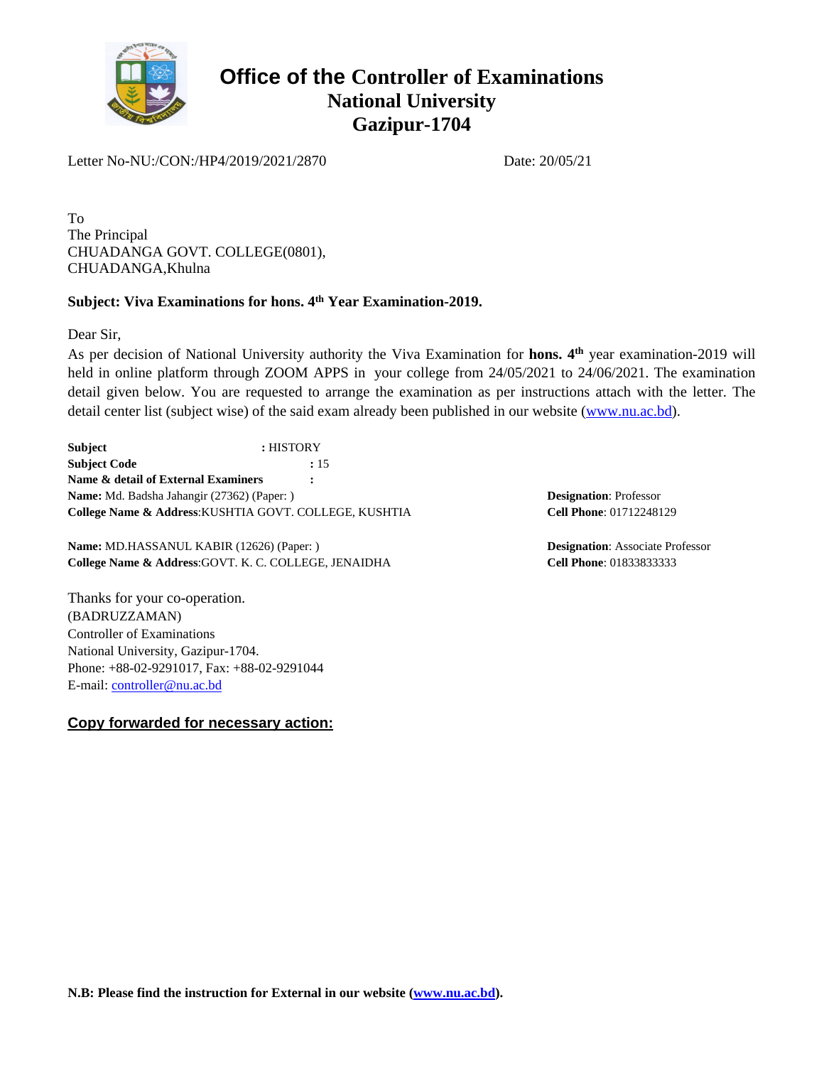# Office of the Controller of Examinations
## National University
## Gazipur-1704

Letter No-NU:/CON:/HP4/2019/2021/2870 Date: 20/05/21

To
The Principal
CHUADANGA GOVT. COLLEGE(0801),
CHUADANGA,Khulna

**Subject: Viva Examinations for hons. 4th Year Examination-2019.**

Dear Sir,
As per decision of National University authority the Viva Examination for **hons. 4th** year examination-2019 will held in online platform through ZOOM APPS in your college from 24/05/2021 to 24/06/2021. The examination detail given below. You are requested to arrange the examination as per instructions attach with the letter. The detail center list (subject wise) of the said exam already been published in our website (www.nu.ac.bd).

**Subject** : HISTORY
**Subject Code** : 15
**Name & detail of External Examiners** :

**Name:** Md. Badsha Jahangir (27362) (Paper: )
**College Name & Address**:KUSHTIA GOVT. COLLEGE, KUSHTIA
**Designation**: Professor
**Cell Phone**: 01712248129

**Name:** MD.HASSANUL KABIR (12626) (Paper: )
**College Name & Address**:GOVT. K. C. COLLEGE, JENAIDHA
**Designation**: Associate Professor
**Cell Phone**: 01833833333

Thanks for your co-operation.
(BADRUZZAMAN)
Controller of Examinations
National University, Gazipur-1704.
Phone: +88-02-9291017, Fax: +88-02-9291044
E-mail: controller@nu.ac.bd

**Copy forwarded for necessary action:**

**N.B: Please find the instruction for External in our website (www.nu.ac.bd).**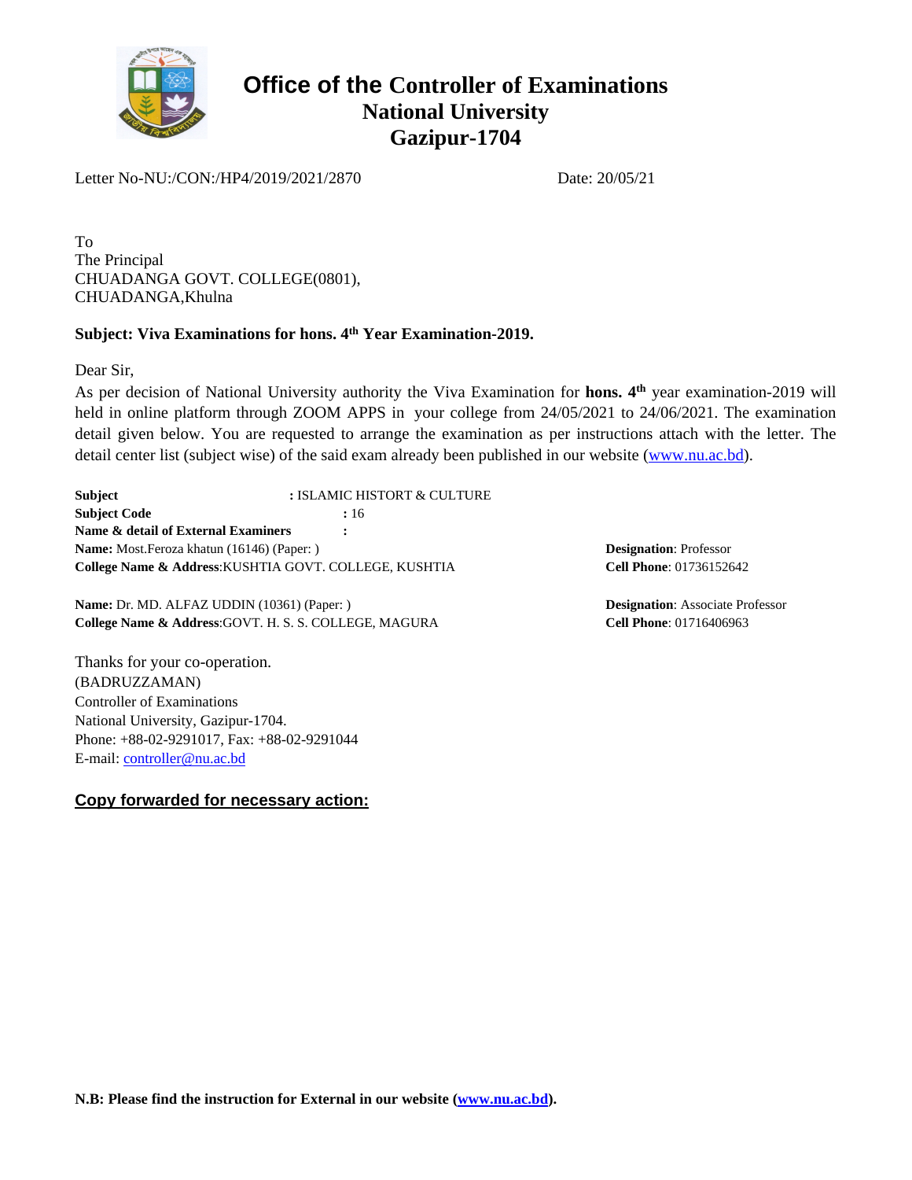# Office of the Controller of Examinations
## National University
## Gazipur-1704

Letter No-NU:/CON:/HP4/2019/2021/2870 Date: 20/05/21

To
The Principal
CHUADANGA GOVT. COLLEGE(0801),
CHUADANGA,Khulna

**Subject: Viva Examinations for hons. 4th Year Examination-2019.**

Dear Sir,

As per decision of National University authority the Viva Examination for **hons. 4th** year examination-2019 will held in online platform through ZOOM APPS in your college from 24/05/2021 to 24/06/2021. The examination detail given below. You are requested to arrange the examination as per instructions attach with the letter. The detail center list (subject wise) of the said exam already been published in our website (www.nu.ac.bd).

**Subject** **:** ISLAMIC HISTORT & CULTURE
**Subject Code** **:** 16
**Name & detail of External Examiners** **:**

**Name:** Most.Feroza khatun (16146) (Paper: )
**College Name & Address**:KUSHTIA GOVT. COLLEGE, KUSHTIA
**Designation**: Professor
**Cell Phone**: 01736152642

**Name:** Dr. MD. ALFAZ UDDIN (10361) (Paper: )
**College Name & Address**:GOVT. H. S. S. COLLEGE, MAGURA
**Designation**: Associate Professor
**Cell Phone**: 01716406963

Thanks for your co-operation.
(BADRUZZAMAN)
Controller of Examinations
National University, Gazipur-1704.
Phone: +88-02-9291017, Fax: +88-02-9291044
E-mail: controller@nu.ac.bd

**Copy forwarded for necessary action:**

**N.B: Please find the instruction for External in our website (www.nu.ac.bd).**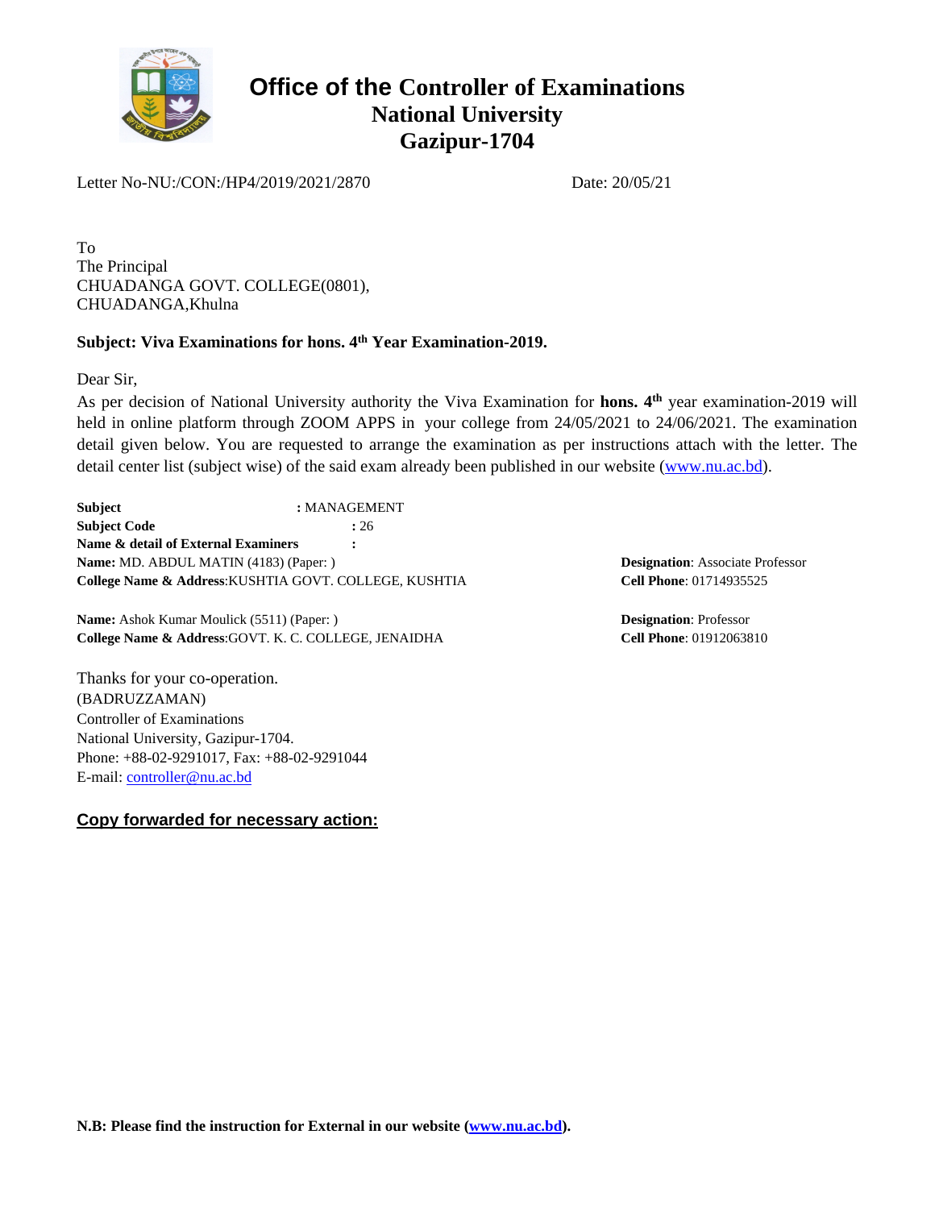# Office of the Controller of Examinations
## National University
## Gazipur-1704

Letter No-NU:/CON:/HP4/2019/2021/2870 Date: 20/05/21

To
The Principal
CHUADANGA GOVT. COLLEGE(0801),
CHUADANGA,Khulna

**Subject: Viva Examinations for hons. 4th Year Examination-2019.**

Dear Sir,
As per decision of National University authority the Viva Examination for **hons. 4th** year examination-2019 will held in online platform through ZOOM APPS in your college from 24/05/2021 to 24/06/2021. The examination detail given below. You are requested to arrange the examination as per instructions attach with the letter. The detail center list (subject wise) of the said exam already been published in our website (www.nu.ac.bd).

**Subject** : MANAGEMENT
**Subject Code** : 26
**Name & detail of External Examiners** :

**Name:** MD. ABDUL MATIN (4183) (Paper: )
**College Name & Address**:KUSHTIA GOVT. COLLEGE, KUSHTIA
**Designation**: Associate Professor
**Cell Phone**: 01714935525

**Name:** Ashok Kumar Moulick (5511) (Paper: )
**College Name & Address**:GOVT. K. C. COLLEGE, JENAIDHA
**Designation**: Professor
**Cell Phone**: 01912063810

Thanks for your co-operation.
(BADRUZZAMAN)
Controller of Examinations
National University, Gazipur-1704.
Phone: +88-02-9291017, Fax: +88-02-9291044
E-mail: controller@nu.ac.bd

**Copy forwarded for necessary action:**

**N.B: Please find the instruction for External in our website (www.nu.ac.bd).**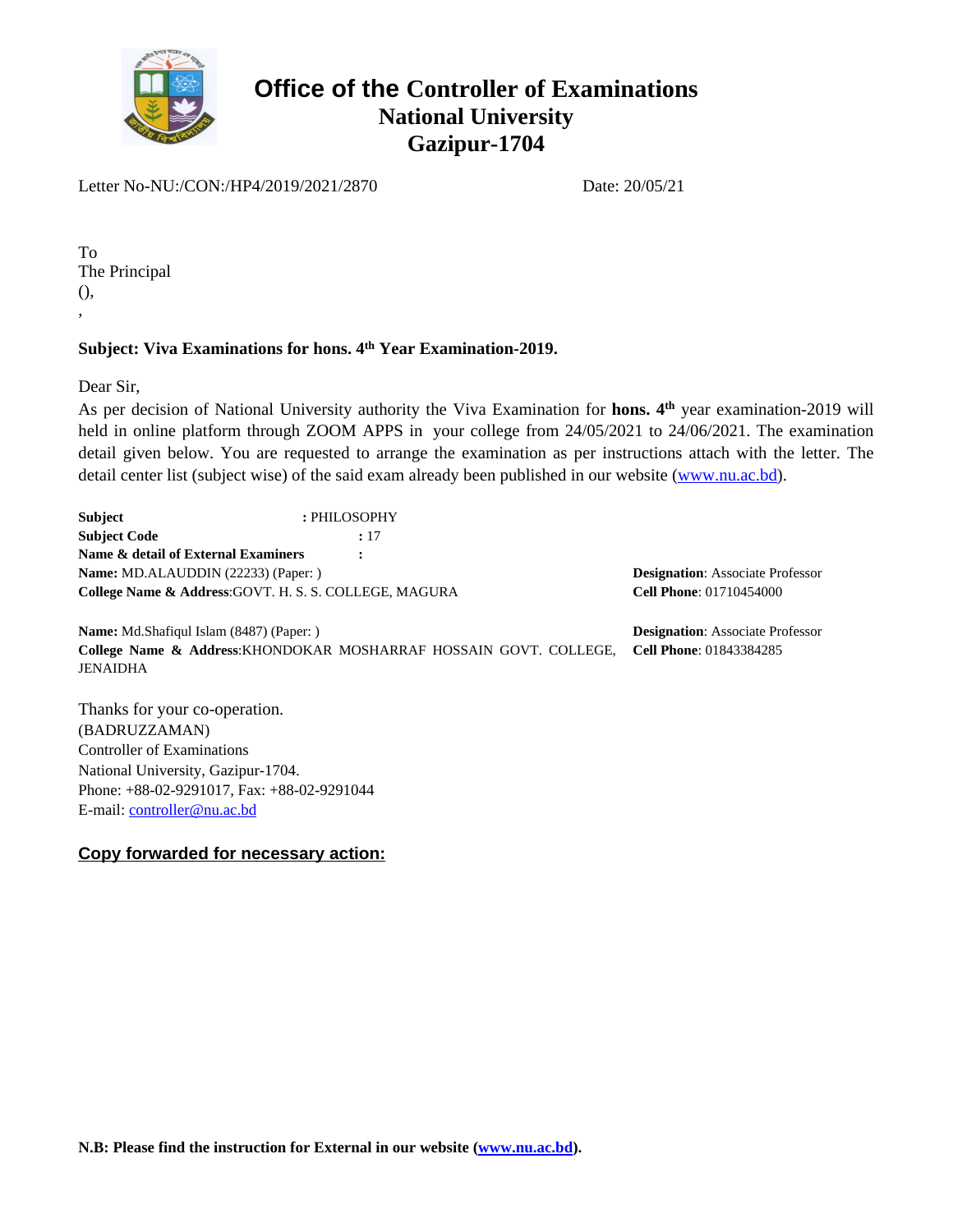# Office of the Controller of Examinations
## National University
## Gazipur-1704

Letter No-NU:/CON:/HP4/2019/2021/2870 Date: 20/05/21

To
The Principal
(),
,

**Subject: Viva Examinations for hons. 4th Year Examination-2019.**

Dear Sir,
As per decision of National University authority the Viva Examination for **hons. 4th** year examination-2019 will held in online platform through ZOOM APPS in your college from 24/05/2021 to 24/06/2021. The examination detail given below. You are requested to arrange the examination as per instructions attach with the letter. The detail center list (subject wise) of the said exam already been published in our website (www.nu.ac.bd).

**Subject** : PHILOSOPHY
**Subject Code** : 17
**Name & detail of External Examiners** :

**Name:** MD.ALAUDDIN (22233) (Paper: )
**College Name & Address**:GOVT. H. S. S. COLLEGE, MAGURA
**Designation**: Associate Professor
**Cell Phone**: 01710454000

**Name:** Md.Shafiqul Islam (8487) (Paper: )
**College Name & Address**:KHONDOKAR MOSHARRAF HOSSAIN GOVT. COLLEGE, JENAIDHA
**Designation**: Associate Professor
**Cell Phone**: 01843384285

Thanks for your co-operation.
(BADRUZZAMAN)
Controller of Examinations
National University, Gazipur-1704.
Phone: +88-02-9291017, Fax: +88-02-9291044
E-mail: controller@nu.ac.bd

**Copy forwarded for necessary action:**

**N.B: Please find the instruction for External in our website (www.nu.ac.bd).**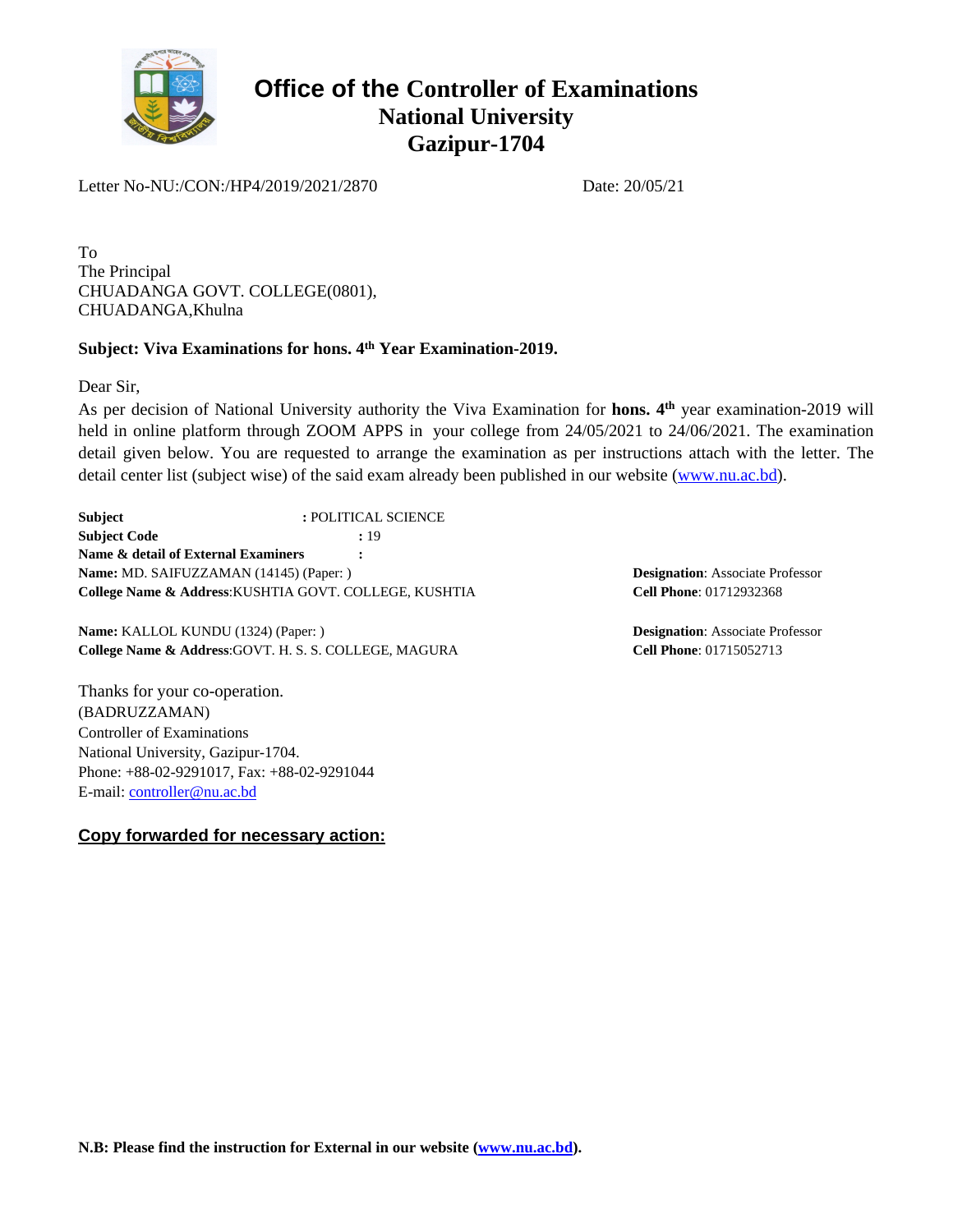# Office of the Controller of Examinations
## National University
## Gazipur-1704

Letter No-NU:/CON:/HP4/2019/2021/2870 Date: 20/05/21

To
The Principal
CHUADANGA GOVT. COLLEGE(0801),
CHUADANGA,Khulna

**Subject: Viva Examinations for hons. 4th Year Examination-2019.**

Dear Sir,
As per decision of National University authority the Viva Examination for **hons. 4th** year examination-2019 will held in online platform through ZOOM APPS in your college from 24/05/2021 to 24/06/2021. The examination detail given below. You are requested to arrange the examination as per instructions attach with the letter. The detail center list (subject wise) of the said exam already been published in our website (www.nu.ac.bd).

**Subject** **:** POLITICAL SCIENCE
**Subject Code** **:** 19
**Name & detail of External Examiners** **:**

**Name:** MD. SAIFUZZAMAN (14145) (Paper: )
**College Name & Address**:KUSHTIA GOVT. COLLEGE, KUSHTIA
**Designation**: Associate Professor
**Cell Phone**: 01712932368

**Name:** KALLOL KUNDU (1324) (Paper: )
**College Name & Address**:GOVT. H. S. S. COLLEGE, MAGURA
**Designation**: Associate Professor
**Cell Phone**: 01715052713

Thanks for your co-operation.
(BADRUZZAMAN)
Controller of Examinations
National University, Gazipur-1704.
Phone: +88-02-9291017, Fax: +88-02-9291044
E-mail: controller@nu.ac.bd

**Copy forwarded for necessary action:**

**N.B: Please find the instruction for External in our website (www.nu.ac.bd).**